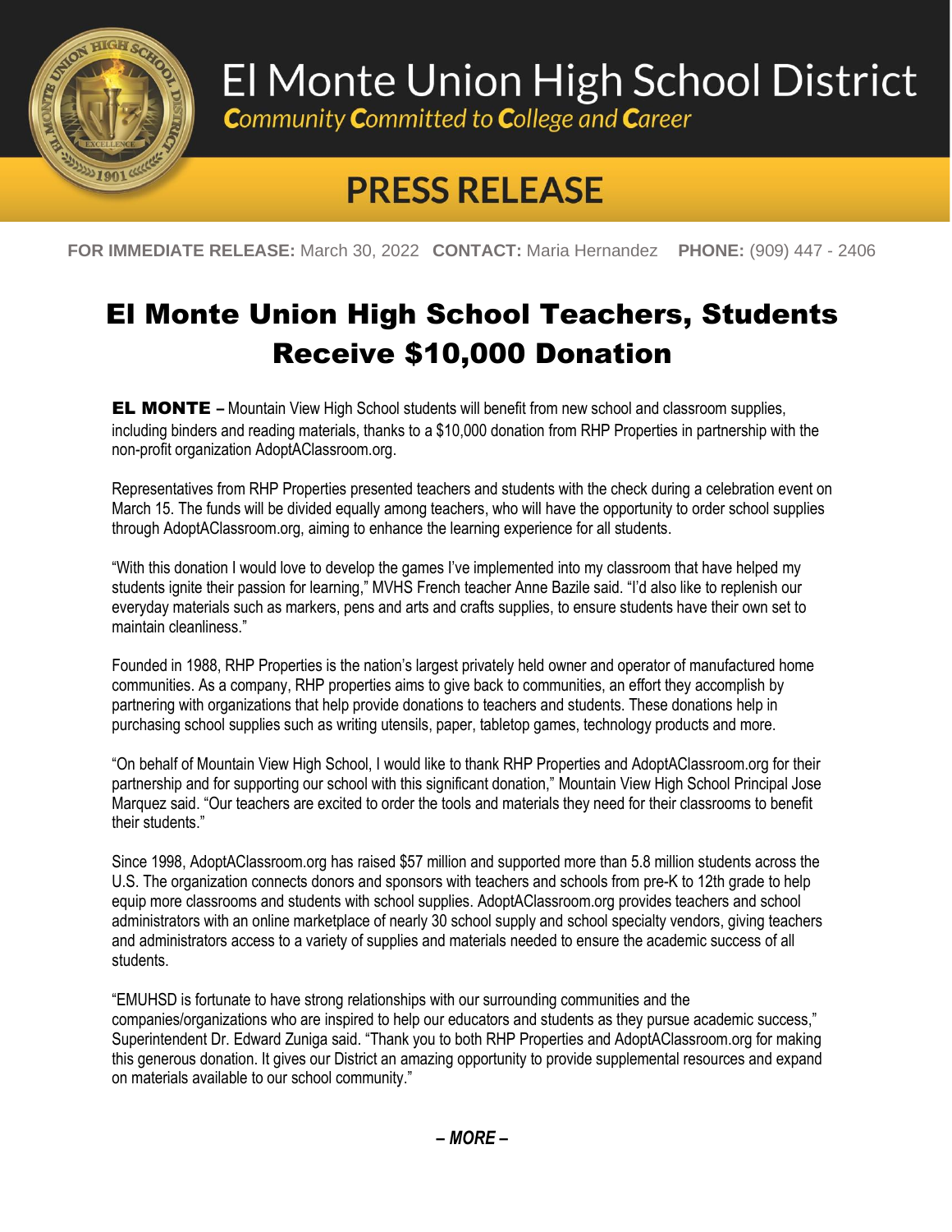# El Monte Union High School District

*Community Committed to College and Career*

## PRESS RELEASE

**FOR IMMEDIATE RELEASE:** March 30, 2022 **CONTACT:** Maria Hernandez **PHONE:** (909) 447 - 2406

# El Monte Union High School Teachers, Students Receive $10,000 Donation

**EL MONTE –** Mountain View High School students will benefit from new school and classroom supplies, including binders and reading materials, thanks to a $10,000 donation from RHP Properties in partnership with the non-profit organization AdoptAClassroom.org.

Representatives from RHP Properties presented teachers and students with the check during a celebration event on March 15. The funds will be divided equally among teachers, who will have the opportunity to order school supplies through AdoptAClassroom.org, aiming to enhance the learning experience for all students.

"With this donation I would love to develop the games I've implemented into my classroom that have helped my students ignite their passion for learning," MVHS French teacher Anne Bazile said. "I'd also like to replenish our everyday materials such as markers, pens and arts and crafts supplies, to ensure students have their own set to maintain cleanliness."

Founded in 1988, RHP Properties is the nation's largest privately held owner and operator of manufactured home communities. As a company, RHP properties aims to give back to communities, an effort they accomplish by partnering with organizations that help provide donations to teachers and students. These donations help in purchasing school supplies such as writing utensils, paper, tabletop games, technology products and more.

"On behalf of Mountain View High School, I would like to thank RHP Properties and AdoptAClassroom.org for their partnership and for supporting our school with this significant donation," Mountain View High School Principal Jose Marquez said. "Our teachers are excited to order the tools and materials they need for their classrooms to benefit their students."

Since 1998, AdoptAClassroom.org has raised $57 million and supported more than 5.8 million students across the U.S. The organization connects donors and sponsors with teachers and schools from pre-K to 12th grade to help equip more classrooms and students with school supplies. AdoptAClassroom.org provides teachers and school administrators with an online marketplace of nearly 30 school supply and school specialty vendors, giving teachers and administrators access to a variety of supplies and materials needed to ensure the academic success of all students.

"EMUHSD is fortunate to have strong relationships with our surrounding communities and the companies/organizations who are inspired to help our educators and students as they pursue academic success," Superintendent Dr. Edward Zuniga said. "Thank you to both RHP Properties and AdoptAClassroom.org for making this generous donation. It gives our District an amazing opportunity to provide supplemental resources and expand on materials available to our school community."

***– MORE –***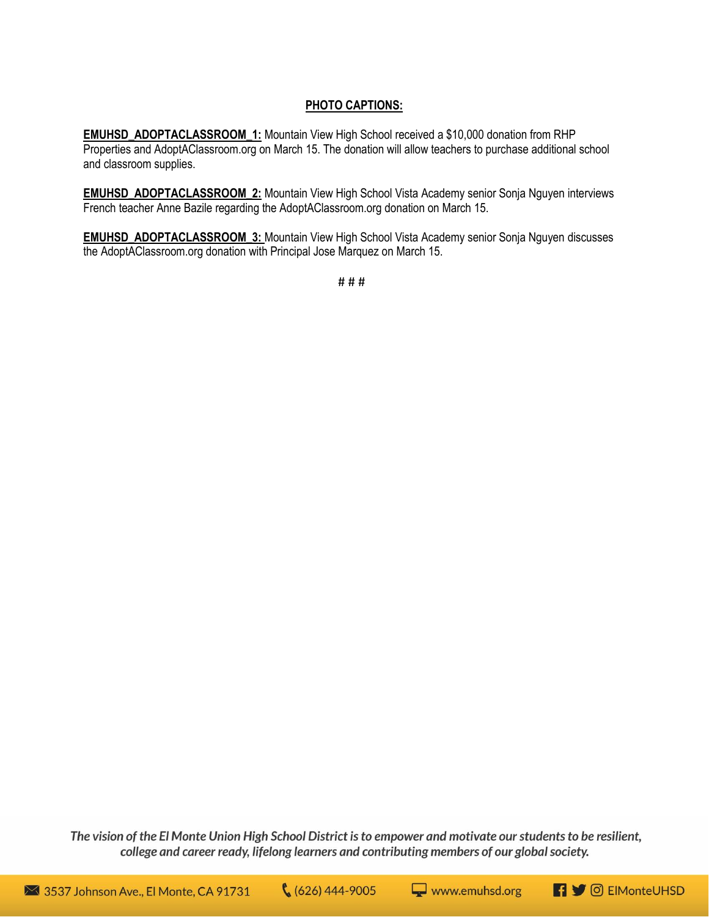**PHOTO CAPTIONS:**

**EMUHSD_ADOPTACLASSROOM_1:** Mountain View High School received a $10,000 donation from RHP Properties and AdoptAClassroom.org on March 15. The donation will allow teachers to purchase additional school and classroom supplies.

**EMUHSD_ADOPTACLASSROOM_2:** Mountain View High School Vista Academy senior Sonja Nguyen interviews French teacher Anne Bazile regarding the AdoptAClassroom.org donation on March 15.

**EMUHSD_ADOPTACLASSROOM_3:** Mountain View High School Vista Academy senior Sonja Nguyen discusses the AdoptAClassroom.org donation with Principal Jose Marquez on March 15.

# # #

*The vision of the El Monte Union High School District is to empower and motivate our students to be resilient, college and career ready, lifelong learners and contributing members of our global society.*

3537 Johnson Ave., El Monte, CA 91731 | (626) 444-9005 | www.emuhsd.org | ElMonteUHSD